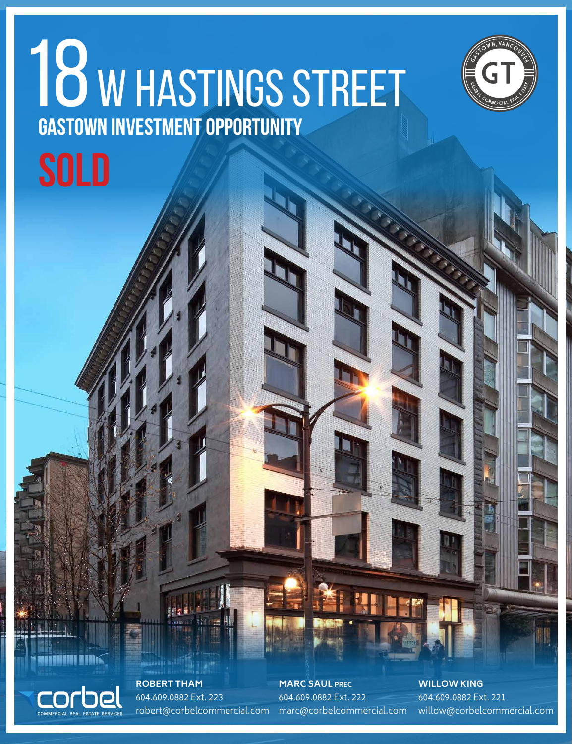# 18 W HASTINGS STREET

## GASTOWN INVESTMENT OPPORTUNITY

**SOLD**

**ROBERT THAM**
604.609.0882 Ext. 223
robert@corbelcommercial.com

**MARC SAUL PREC**
604.609.0882 Ext. 222
marc@corbelcommercial.com

**WILLOW KING**
604.609.0882 Ext. 221
willow@corbelcommercial.com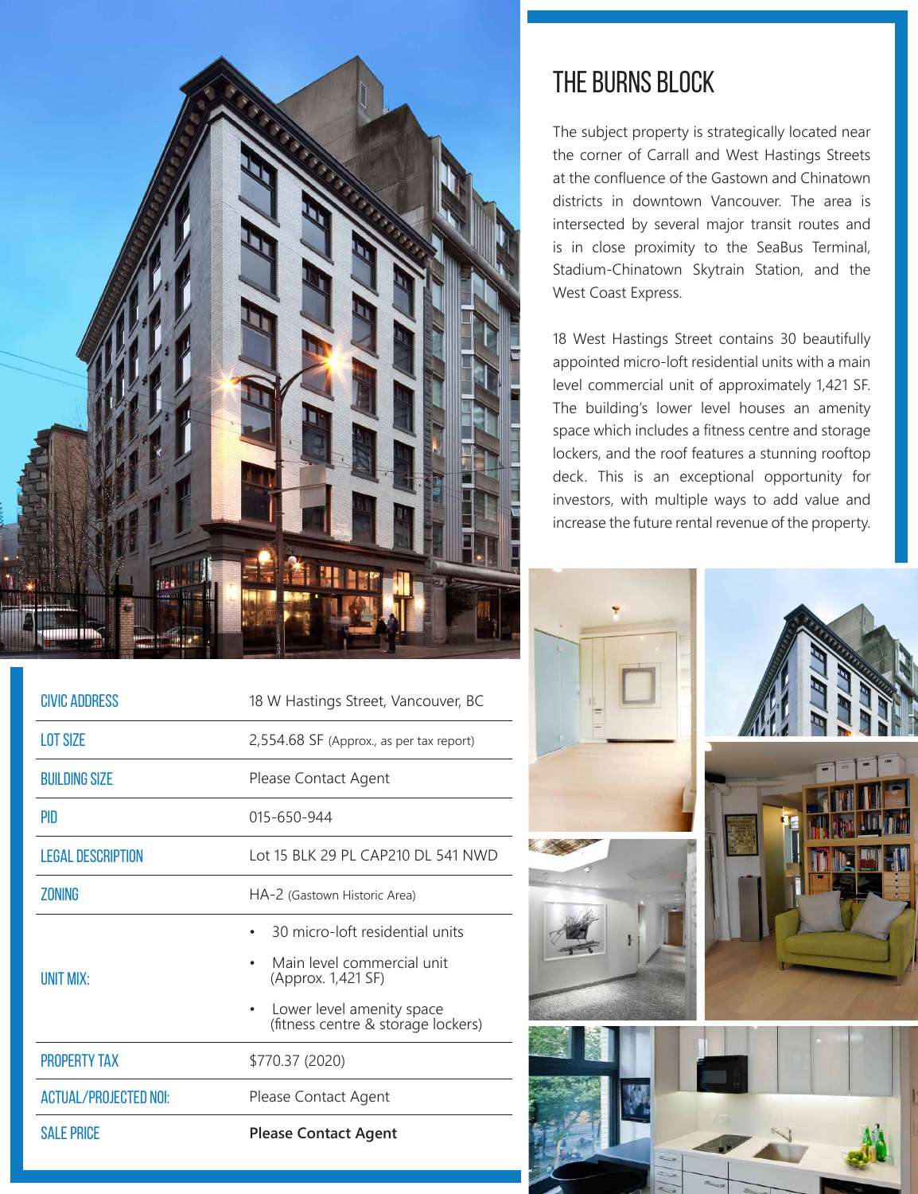# THE BURNS BLOCK

The subject property is strategically located near the corner of Carrall and West Hastings Streets at the confluence of the Gastown and Chinatown districts in downtown Vancouver. The area is intersected by several major transit routes and is in close proximity to the SeaBus Terminal, Stadium-Chinatown Skytrain Station, and the West Coast Express.

18 West Hastings Street contains 30 beautifully appointed micro-loft residential units with a main level commercial unit of approximately 1,421 SF. The building's lower level houses an amenity space which includes a fitness centre and storage lockers, and the roof features a stunning rooftop deck. This is an exceptional opportunity for investors, with multiple ways to add value and increase the future rental revenue of the property.

| | |
|---|---|
| CIVIC ADDRESS | 18 W Hastings Street, Vancouver, BC |
| LOT SIZE | 2,554.68 SF (Approx., as per tax report) |
| BUILDING SIZE | Please Contact Agent |
| PID | 015-650-944 |
| LEGAL DESCRIPTION | Lot 15 BLK 29 PL CAP210 DL 541 NWD |
| ZONING | HA-2 (Gastown Historic Area) |
| UNIT MIX: | • 30 micro-loft residential units<br>• Main level commercial unit (Approx. 1,421 SF)<br>• Lower level amenity space (fitness centre & storage lockers) |
| PROPERTY TAX | $770.37 (2020) |
| ACTUAL/PROJECTED NOI: | Please Contact Agent |
| SALE PRICE | **Please Contact Agent** |